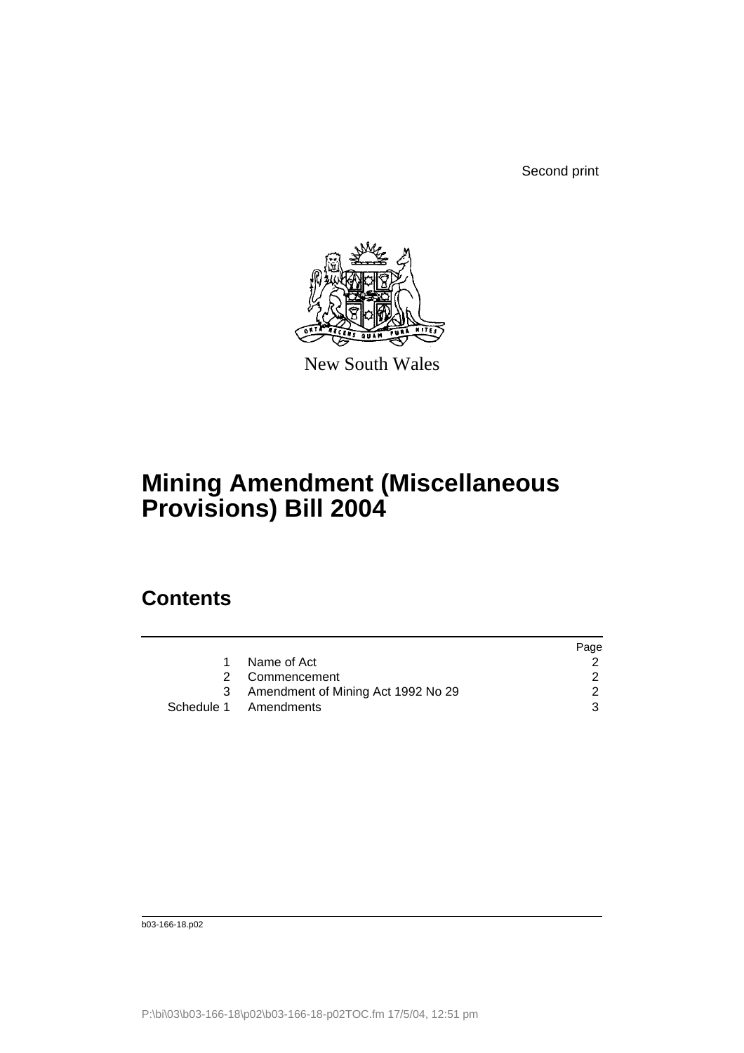Second print

New South Wales

# Mining Amendment (Miscellaneous Provisions) Bill 2004

## Contents

| | | Page |
|---|---|---|
| 1 | Name of Act | 2 |
| 2 | Commencement | 2 |
| 3 | Amendment of Mining Act 1992 No 29 | 2 |
| Schedule 1 | Amendments | 3 |

b03-166-18.p02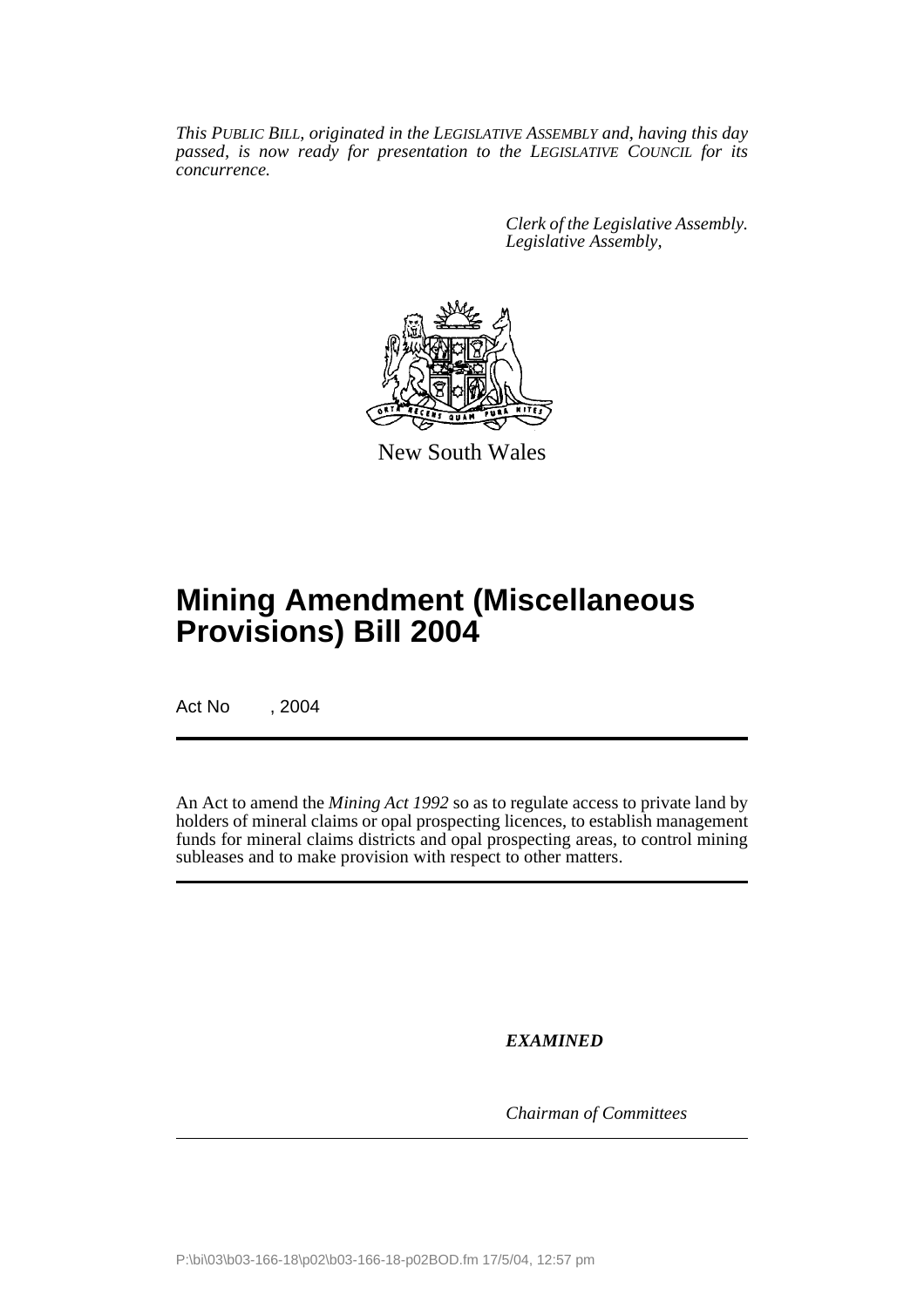*This PUBLIC BILL, originated in the LEGISLATIVE ASSEMBLY and, having this day passed, is now ready for presentation to the LEGISLATIVE COUNCIL for its concurrence.*

*Clerk of the Legislative Assembly.*
*Legislative Assembly,*

New South Wales

# Mining Amendment (Miscellaneous Provisions) Bill 2004

Act No , 2004

An Act to amend the *Mining Act 1992* so as to regulate access to private land by holders of mineral claims or opal prospecting licences, to establish management funds for mineral claims districts and opal prospecting areas, to control mining subleases and to make provision with respect to other matters.

***EXAMINED***

*Chairman of Committees*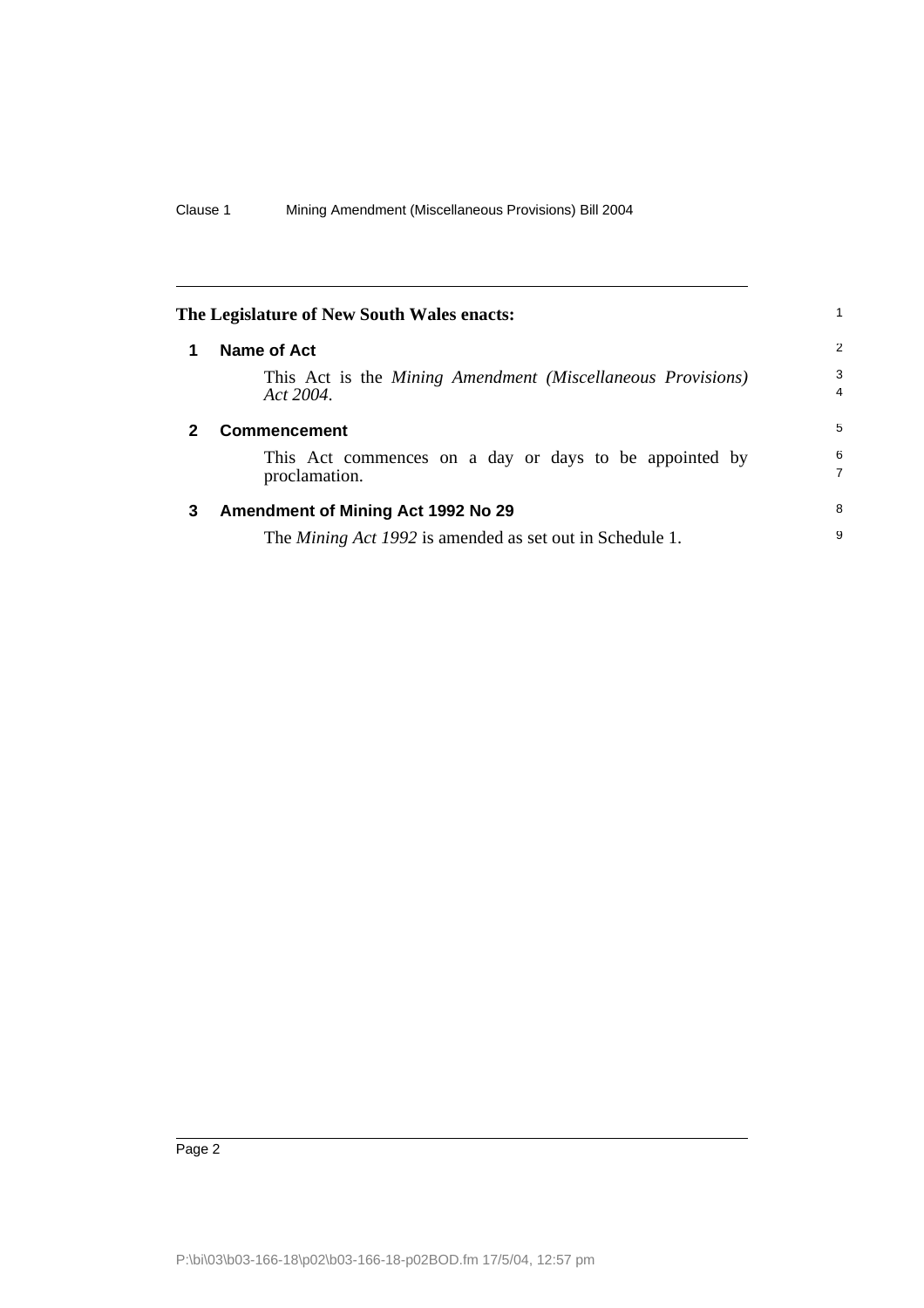**The Legislature of New South Wales enacts:**

## 1 Name of Act

This Act is the *Mining Amendment (Miscellaneous Provisions) Act 2004*.

## 2 Commencement

This Act commences on a day or days to be appointed by proclamation.

## 3 Amendment of Mining Act 1992 No 29

The *Mining Act 1992* is amended as set out in Schedule 1.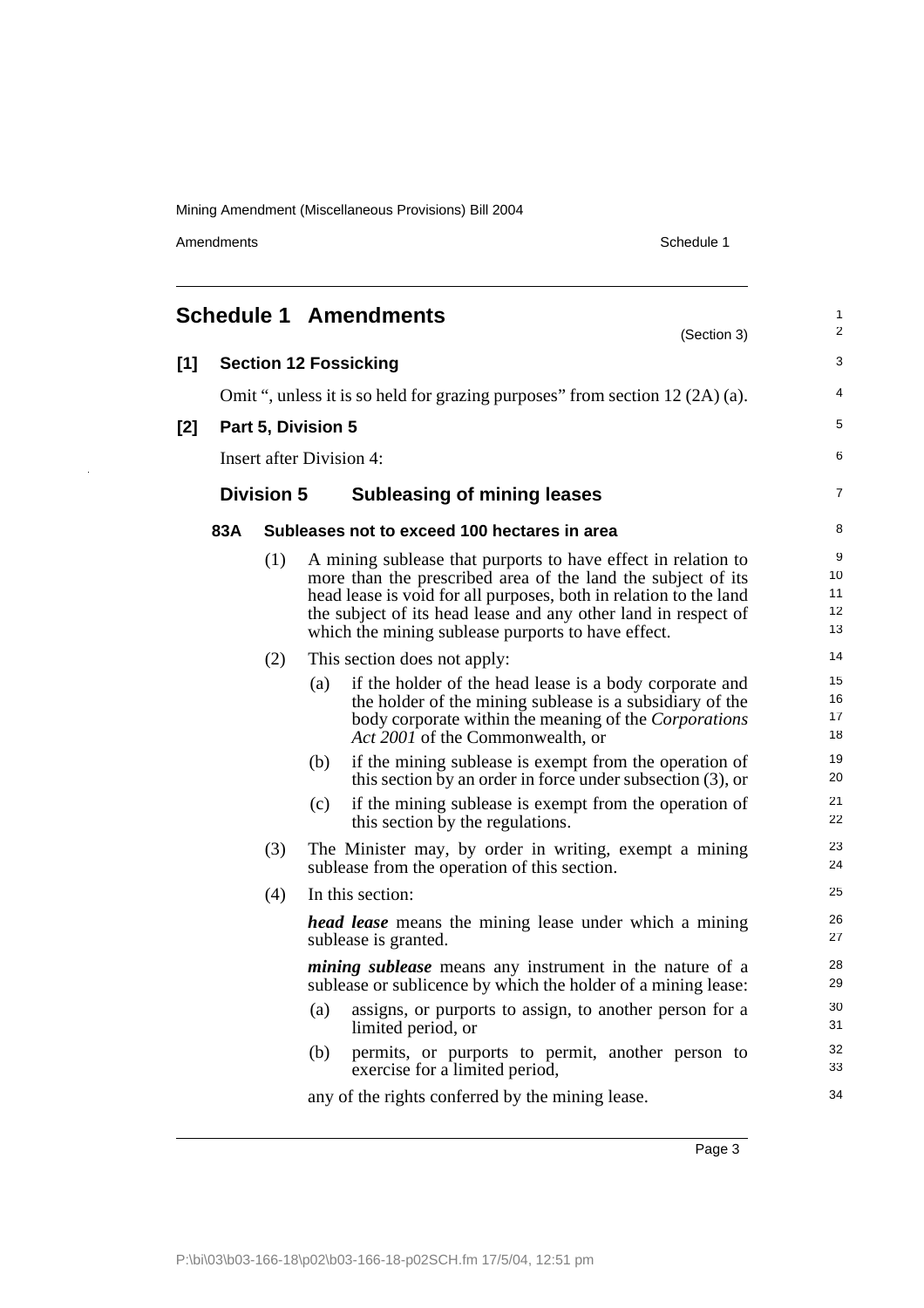# Schedule 1 Amendments

(Section 3)

**[1] Section 12 Fossicking**

Omit ", unless it is so held for grazing purposes" from section 12 (2A) (a).

**[2] Part 5, Division 5**

Insert after Division 4:

## Division 5 Subleasing of mining leases

### 83A Subleases not to exceed 100 hectares in area

(1) A mining sublease that purports to have effect in relation to more than the prescribed area of the land the subject of its head lease is void for all purposes, both in relation to the land the subject of its head lease and any other land in respect of which the mining sublease purports to have effect.

(2) This section does not apply:

(a) if the holder of the head lease is a body corporate and the holder of the mining sublease is a subsidiary of the body corporate within the meaning of the *Corporations Act 2001* of the Commonwealth, or

(b) if the mining sublease is exempt from the operation of this section by an order in force under subsection (3), or

(c) if the mining sublease is exempt from the operation of this section by the regulations.

(3) The Minister may, by order in writing, exempt a mining sublease from the operation of this section.

(4) In this section:

***head lease*** means the mining lease under which a mining sublease is granted.

***mining sublease*** means any instrument in the nature of a sublease or sublicence by which the holder of a mining lease:

(a) assigns, or purports to assign, to another person for a limited period, or

(b) permits, or purports to permit, another person to exercise for a limited period,

any of the rights conferred by the mining lease.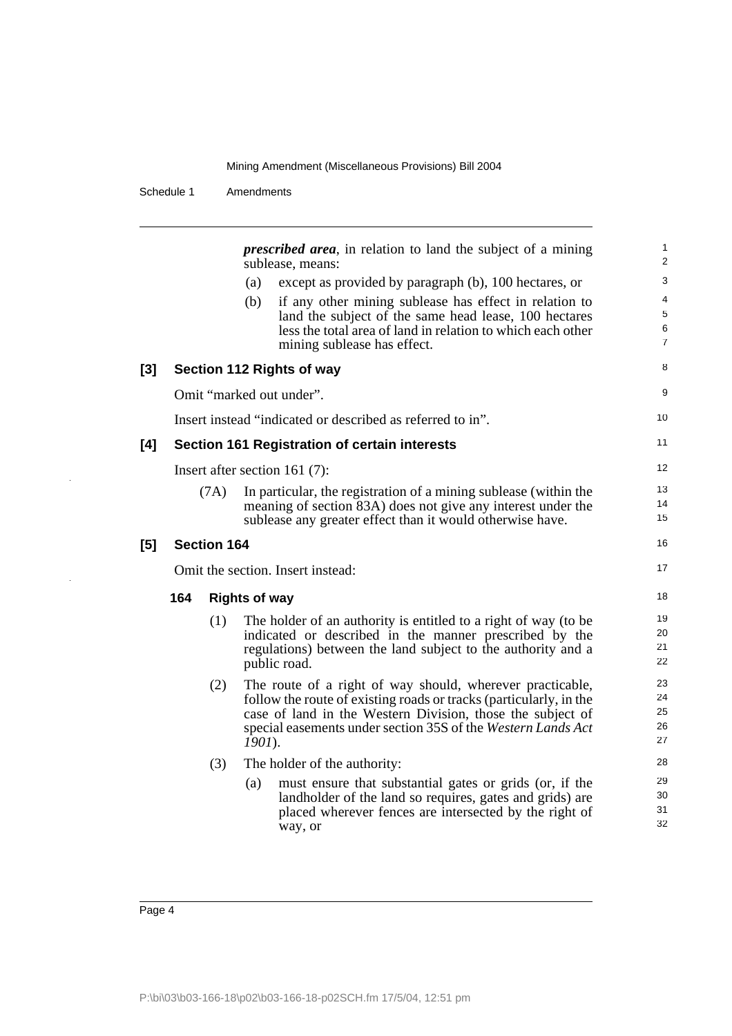***prescribed area***, in relation to land the subject of a mining sublease, means:

(a) except as provided by paragraph (b), 100 hectares, or

(b) if any other mining sublease has effect in relation to land the subject of the same head lease, 100 hectares less the total area of land in relation to which each other mining sublease has effect.

### [3] Section 112 Rights of way

Omit "marked out under".

Insert instead "indicated or described as referred to in".

### [4] Section 161 Registration of certain interests

Insert after section 161 (7):

(7A) In particular, the registration of a mining sublease (within the meaning of section 83A) does not give any interest under the sublease any greater effect than it would otherwise have.

### [5] Section 164

Omit the section. Insert instead:

#### 164 Rights of way

(1) The holder of an authority is entitled to a right of way (to be indicated or described in the manner prescribed by the regulations) between the land subject to the authority and a public road.

(2) The route of a right of way should, wherever practicable, follow the route of existing roads or tracks (particularly, in the case of land in the Western Division, those the subject of special easements under section 35S of the *Western Lands Act 1901*).

(3) The holder of the authority:

(a) must ensure that substantial gates or grids (or, if the landholder of the land so requires, gates and grids) are placed wherever fences are intersected by the right of way, or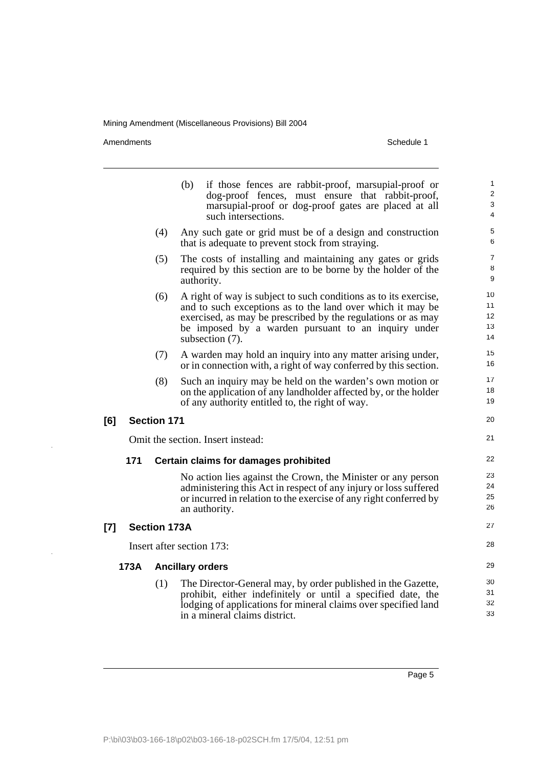(b) if those fences are rabbit-proof, marsupial-proof or dog-proof fences, must ensure that rabbit-proof, marsupial-proof or dog-proof gates are placed at all such intersections.

(4) Any such gate or grid must be of a design and construction that is adequate to prevent stock from straying.

(5) The costs of installing and maintaining any gates or grids required by this section are to be borne by the holder of the authority.

(6) A right of way is subject to such conditions as to its exercise, and to such exceptions as to the land over which it may be exercised, as may be prescribed by the regulations or as may be imposed by a warden pursuant to an inquiry under subsection (7).

(7) A warden may hold an inquiry into any matter arising under, or in connection with, a right of way conferred by this section.

(8) Such an inquiry may be held on the warden's own motion or on the application of any landholder affected by, or the holder of any authority entitled to, the right of way.

**[6] Section 171**

Omit the section. Insert instead:

**171 Certain claims for damages prohibited**

No action lies against the Crown, the Minister or any person administering this Act in respect of any injury or loss suffered or incurred in relation to the exercise of any right conferred by an authority.

**[7] Section 173A**

Insert after section 173:

**173A Ancillary orders**

(1) The Director-General may, by order published in the Gazette, prohibit, either indefinitely or until a specified date, the lodging of applications for mineral claims over specified land in a mineral claims district.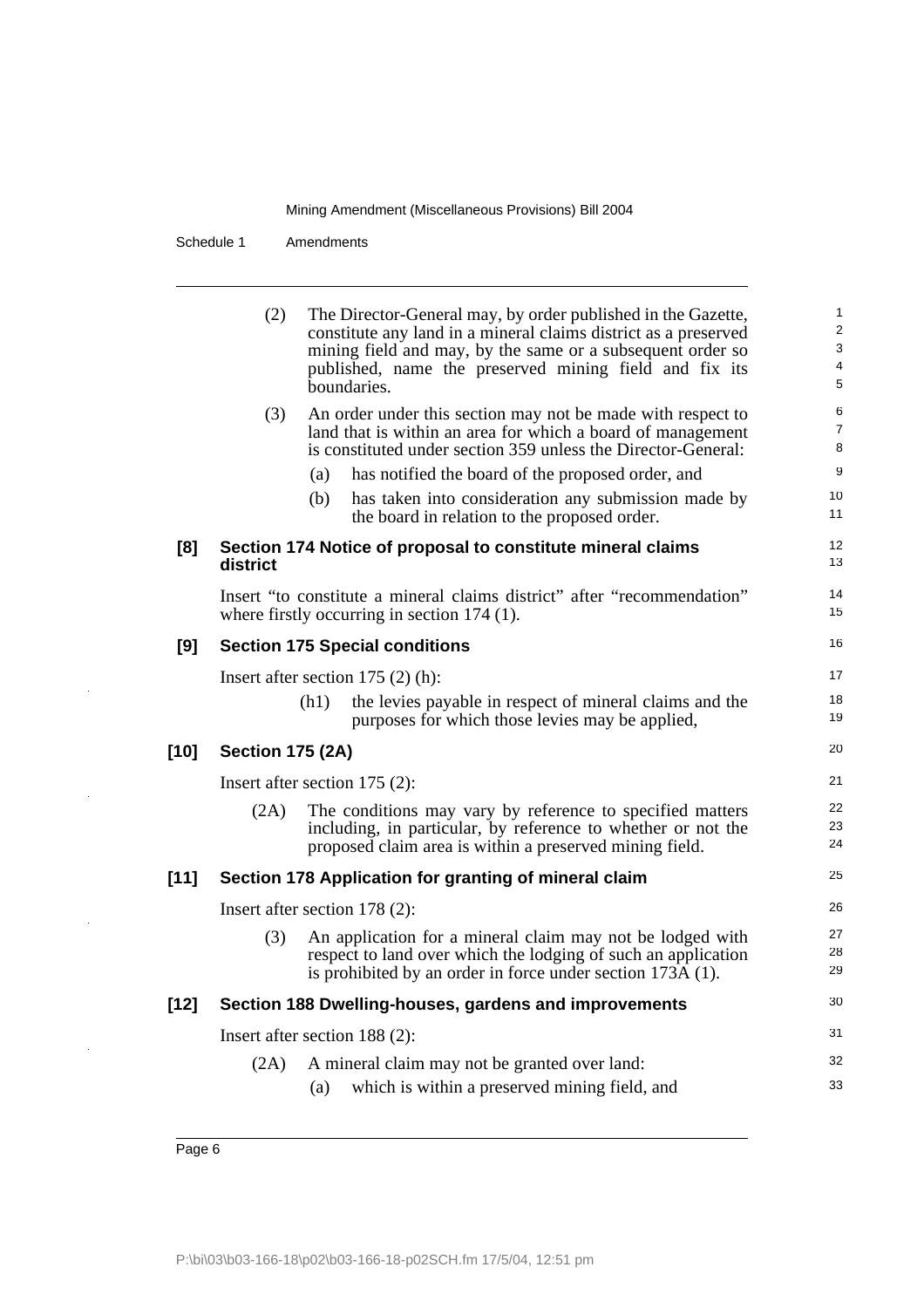(2) The Director-General may, by order published in the Gazette, constitute any land in a mineral claims district as a preserved mining field and may, by the same or a subsequent order so published, name the preserved mining field and fix its boundaries.

(3) An order under this section may not be made with respect to land that is within an area for which a board of management is constituted under section 359 unless the Director-General:

(a) has notified the board of the proposed order, and

(b) has taken into consideration any submission made by the board in relation to the proposed order.

**[8] Section 174 Notice of proposal to constitute mineral claims district**

Insert "to constitute a mineral claims district" after "recommendation" where firstly occurring in section 174 (1).

**[9] Section 175 Special conditions**

Insert after section 175 (2) (h):

(h1) the levies payable in respect of mineral claims and the purposes for which those levies may be applied,

**[10] Section 175 (2A)**

Insert after section 175 (2):

(2A) The conditions may vary by reference to specified matters including, in particular, by reference to whether or not the proposed claim area is within a preserved mining field.

**[11] Section 178 Application for granting of mineral claim**

Insert after section 178 (2):

(3) An application for a mineral claim may not be lodged with respect to land over which the lodging of such an application is prohibited by an order in force under section 173A (1).

**[12] Section 188 Dwelling-houses, gardens and improvements**

Insert after section 188 (2):

(2A) A mineral claim may not be granted over land:

(a) which is within a preserved mining field, and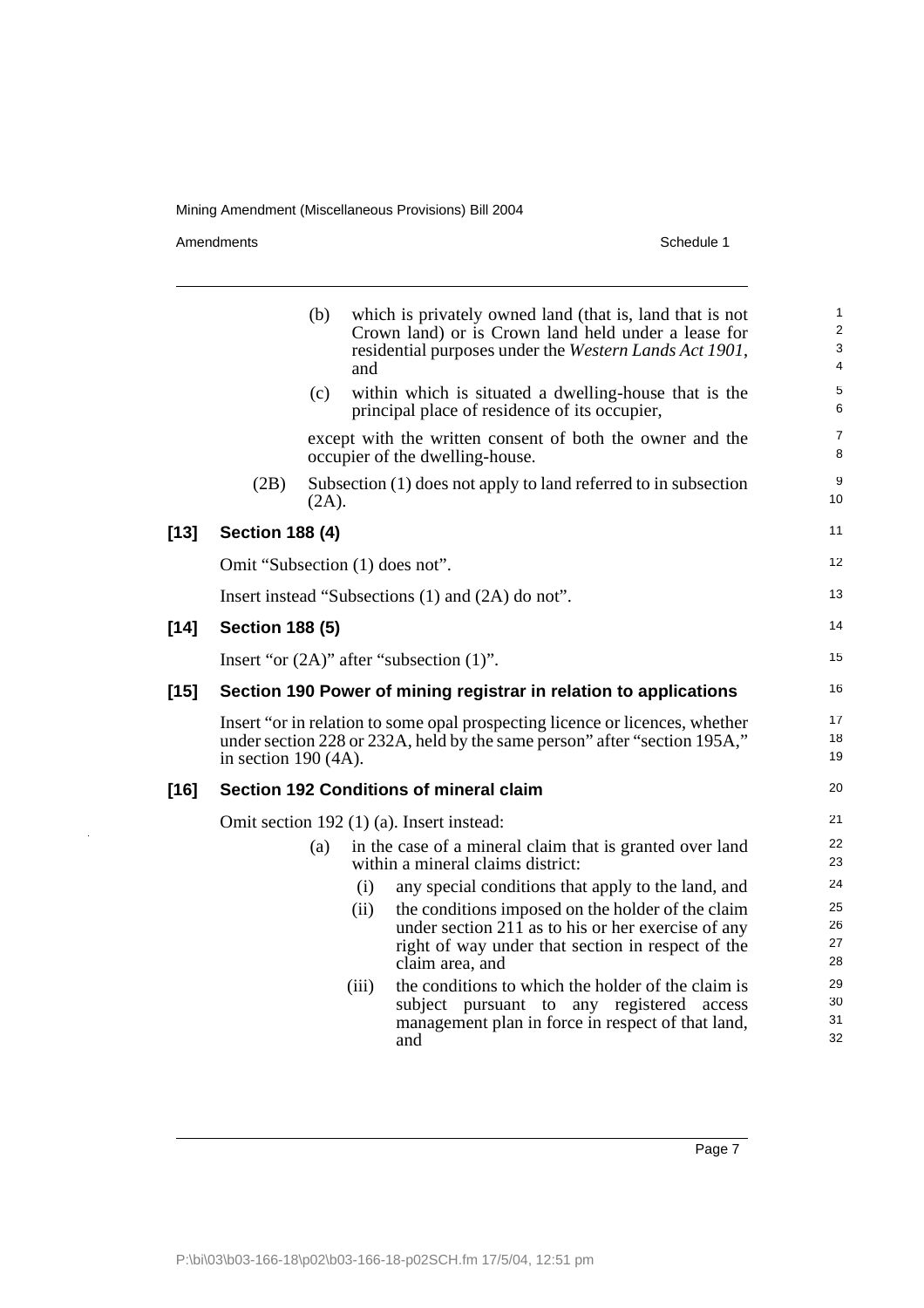(b) which is privately owned land (that is, land that is not Crown land) or is Crown land held under a lease for residential purposes under the *Western Lands Act 1901*, and

(c) within which is situated a dwelling-house that is the principal place of residence of its occupier,

except with the written consent of both the owner and the occupier of the dwelling-house.

(2B) Subsection (1) does not apply to land referred to in subsection (2A).

### [13] Section 188 (4)

Omit "Subsection (1) does not".

Insert instead "Subsections (1) and (2A) do not".

### [14] Section 188 (5)

Insert "or (2A)" after "subsection (1)".

### [15] Section 190 Power of mining registrar in relation to applications

Insert "or in relation to some opal prospecting licence or licences, whether under section 228 or 232A, held by the same person" after "section 195A," in section 190 (4A).

### [16] Section 192 Conditions of mineral claim

Omit section 192 (1) (a). Insert instead:

(a) in the case of a mineral claim that is granted over land within a mineral claims district:

(i) any special conditions that apply to the land, and

(ii) the conditions imposed on the holder of the claim under section 211 as to his or her exercise of any right of way under that section in respect of the claim area, and

(iii) the conditions to which the holder of the claim is subject pursuant to any registered access management plan in force in respect of that land, and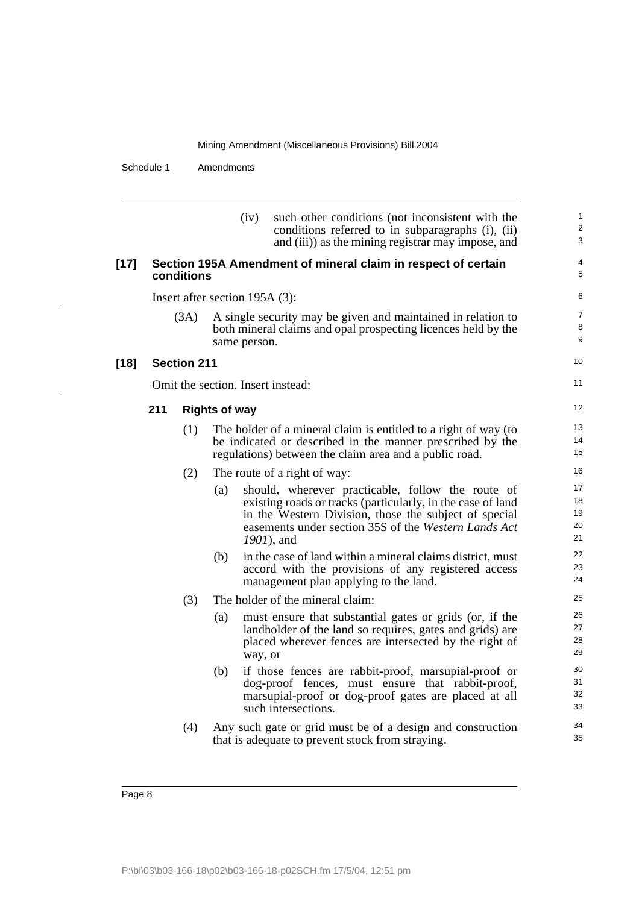(iv) such other conditions (not inconsistent with the conditions referred to in subparagraphs (i), (ii) and (iii)) as the mining registrar may impose, and

**[17] Section 195A Amendment of mineral claim in respect of certain conditions**

Insert after section 195A (3):

(3A) A single security may be given and maintained in relation to both mineral claims and opal prospecting licences held by the same person.

**[18] Section 211**

Omit the section. Insert instead:

**211 Rights of way**

(1) The holder of a mineral claim is entitled to a right of way (to be indicated or described in the manner prescribed by the regulations) between the claim area and a public road.

(2) The route of a right of way:

(a) should, wherever practicable, follow the route of existing roads or tracks (particularly, in the case of land in the Western Division, those the subject of special easements under section 35S of the *Western Lands Act 1901*), and

(b) in the case of land within a mineral claims district, must accord with the provisions of any registered access management plan applying to the land.

(3) The holder of the mineral claim:

(a) must ensure that substantial gates or grids (or, if the landholder of the land so requires, gates and grids) are placed wherever fences are intersected by the right of way, or

(b) if those fences are rabbit-proof, marsupial-proof or dog-proof fences, must ensure that rabbit-proof, marsupial-proof or dog-proof gates are placed at all such intersections.

(4) Any such gate or grid must be of a design and construction that is adequate to prevent stock from straying.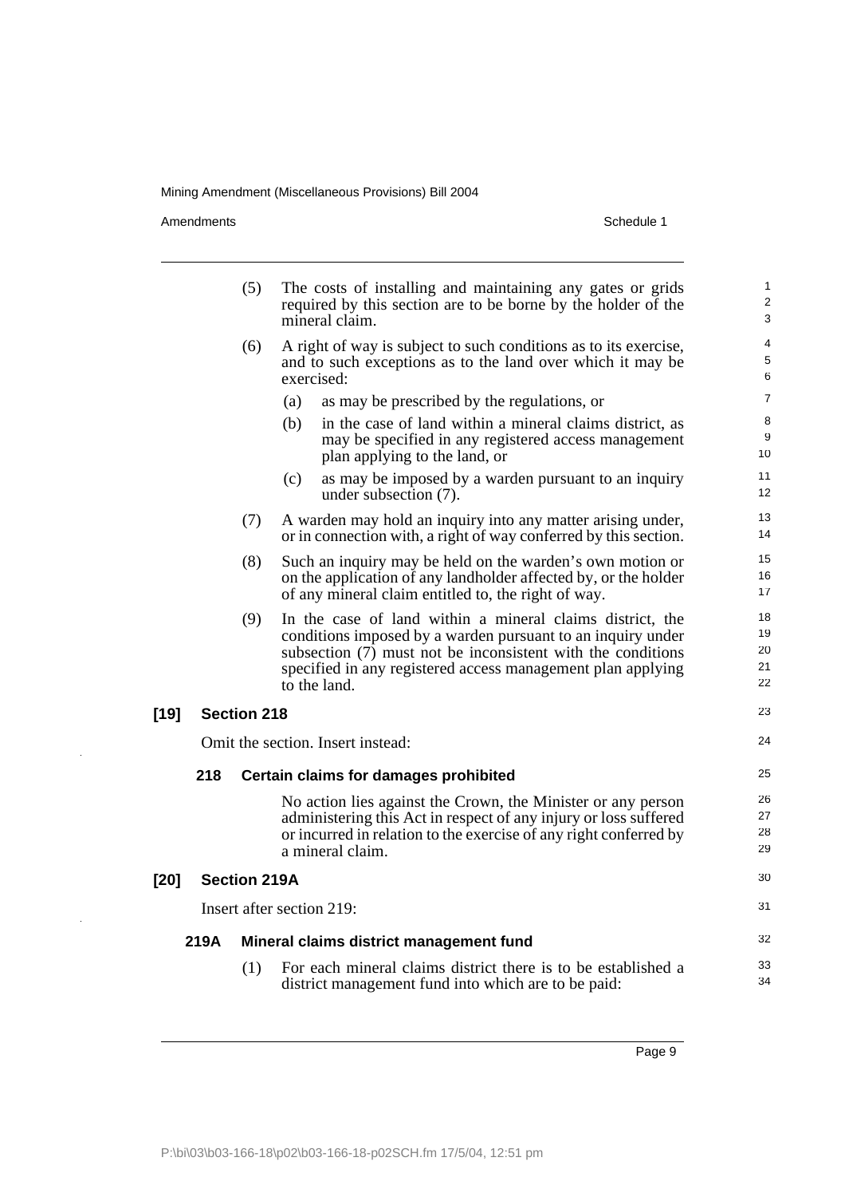(5) The costs of installing and maintaining any gates or grids required by this section are to be borne by the holder of the mineral claim.

(6) A right of way is subject to such conditions as to its exercise, and to such exceptions as to the land over which it may be exercised:

(a) as may be prescribed by the regulations, or

(b) in the case of land within a mineral claims district, as may be specified in any registered access management plan applying to the land, or

(c) as may be imposed by a warden pursuant to an inquiry under subsection (7).

(7) A warden may hold an inquiry into any matter arising under, or in connection with, a right of way conferred by this section.

(8) Such an inquiry may be held on the warden's own motion or on the application of any landholder affected by, or the holder of any mineral claim entitled to, the right of way.

(9) In the case of land within a mineral claims district, the conditions imposed by a warden pursuant to an inquiry under subsection (7) must not be inconsistent with the conditions specified in any registered access management plan applying to the land.

## [19] Section 218

Omit the section. Insert instead:

### 218 Certain claims for damages prohibited

No action lies against the Crown, the Minister or any person administering this Act in respect of any injury or loss suffered or incurred in relation to the exercise of any right conferred by a mineral claim.

## [20] Section 219A

Insert after section 219:

### 219A Mineral claims district management fund

(1) For each mineral claims district there is to be established a district management fund into which are to be paid: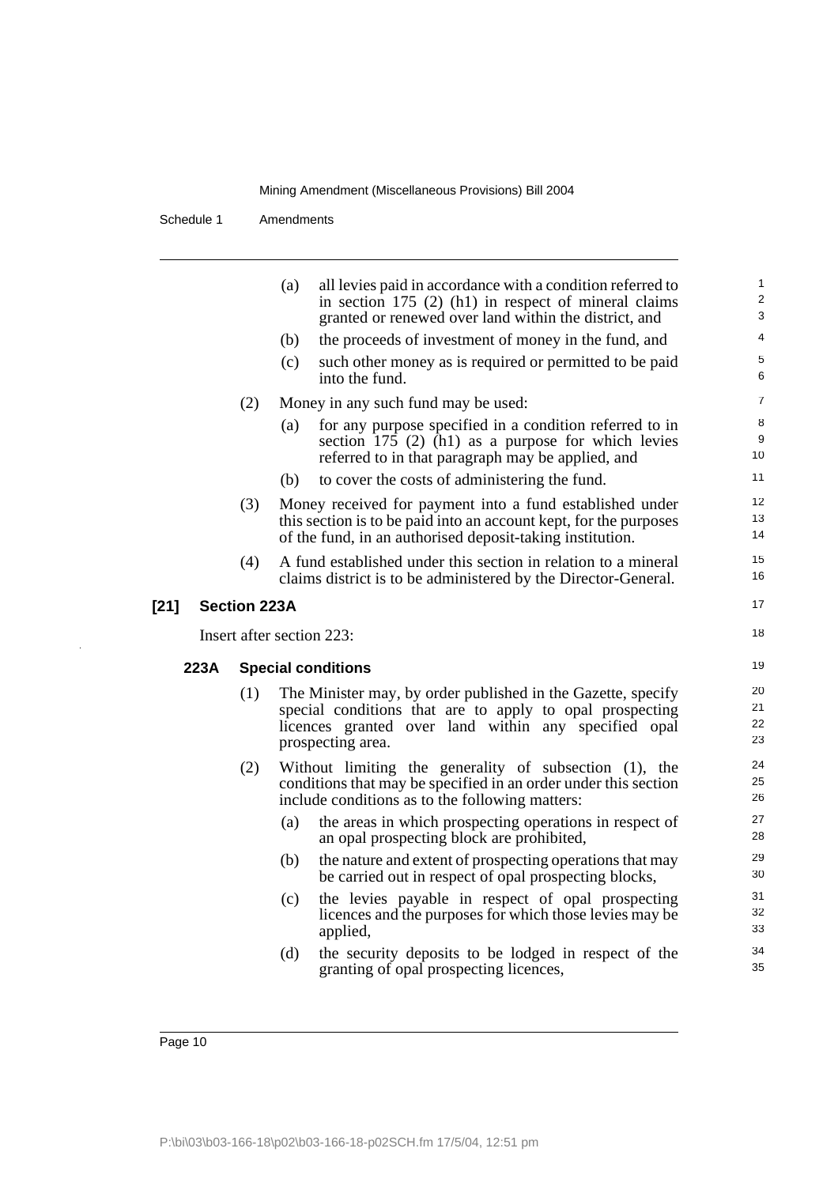(a) all levies paid in accordance with a condition referred to in section 175 (2) (h1) in respect of mineral claims granted or renewed over land within the district, and

(b) the proceeds of investment of money in the fund, and

(c) such other money as is required or permitted to be paid into the fund.

(2) Money in any such fund may be used:

(a) for any purpose specified in a condition referred to in section 175 (2) (h1) as a purpose for which levies referred to in that paragraph may be applied, and

(b) to cover the costs of administering the fund.

(3) Money received for payment into a fund established under this section is to be paid into an account kept, for the purposes of the fund, in an authorised deposit-taking institution.

(4) A fund established under this section in relation to a mineral claims district is to be administered by the Director-General.

## [21] Section 223A

Insert after section 223:

### 223A Special conditions

(1) The Minister may, by order published in the Gazette, specify special conditions that are to apply to opal prospecting licences granted over land within any specified opal prospecting area.

(2) Without limiting the generality of subsection (1), the conditions that may be specified in an order under this section include conditions as to the following matters:

(a) the areas in which prospecting operations in respect of an opal prospecting block are prohibited,

(b) the nature and extent of prospecting operations that may be carried out in respect of opal prospecting blocks,

(c) the levies payable in respect of opal prospecting licences and the purposes for which those levies may be applied,

(d) the security deposits to be lodged in respect of the granting of opal prospecting licences,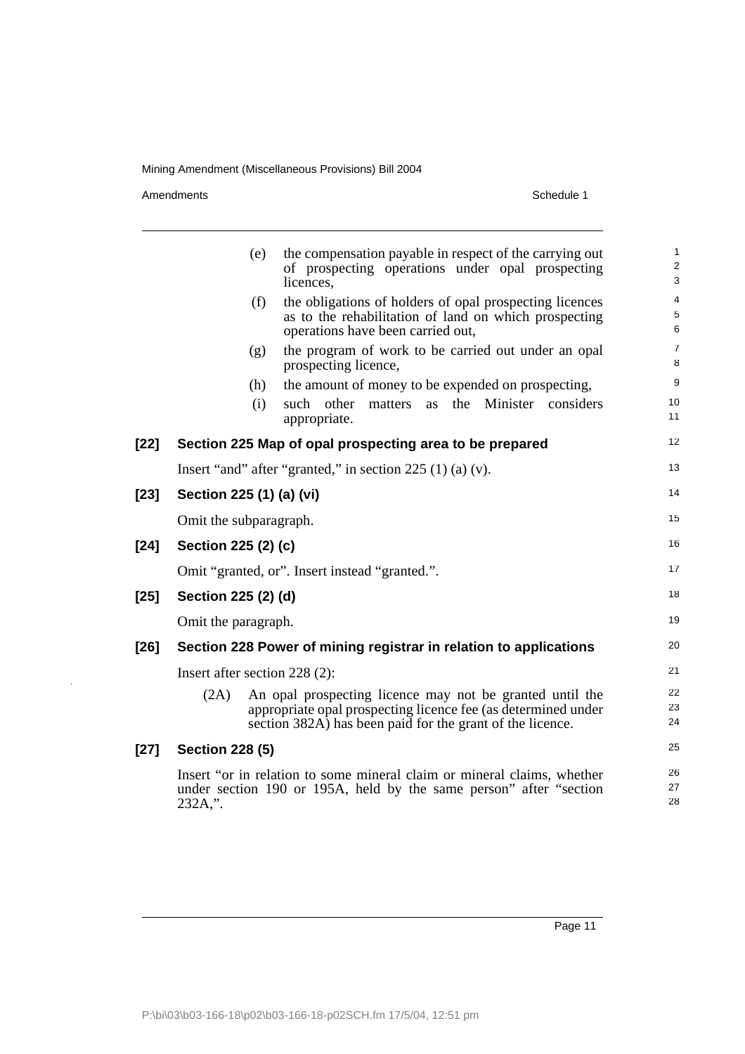(e) the compensation payable in respect of the carrying out of prospecting operations under opal prospecting licences,

(f) the obligations of holders of opal prospecting licences as to the rehabilitation of land on which prospecting operations have been carried out,

(g) the program of work to be carried out under an opal prospecting licence,

(h) the amount of money to be expended on prospecting,

(i) such other matters as the Minister considers appropriate.

**[22] Section 225 Map of opal prospecting area to be prepared**

Insert "and" after "granted," in section 225 (1) (a) (v).

**[23] Section 225 (1) (a) (vi)**

Omit the subparagraph.

**[24] Section 225 (2) (c)**

Omit "granted, or". Insert instead "granted.".

**[25] Section 225 (2) (d)**

Omit the paragraph.

**[26] Section 228 Power of mining registrar in relation to applications**

Insert after section 228 (2):

(2A) An opal prospecting licence may not be granted until the appropriate opal prospecting licence fee (as determined under section 382A) has been paid for the grant of the licence.

**[27] Section 228 (5)**

Insert "or in relation to some mineral claim or mineral claims, whether under section 190 or 195A, held by the same person" after "section 232A,".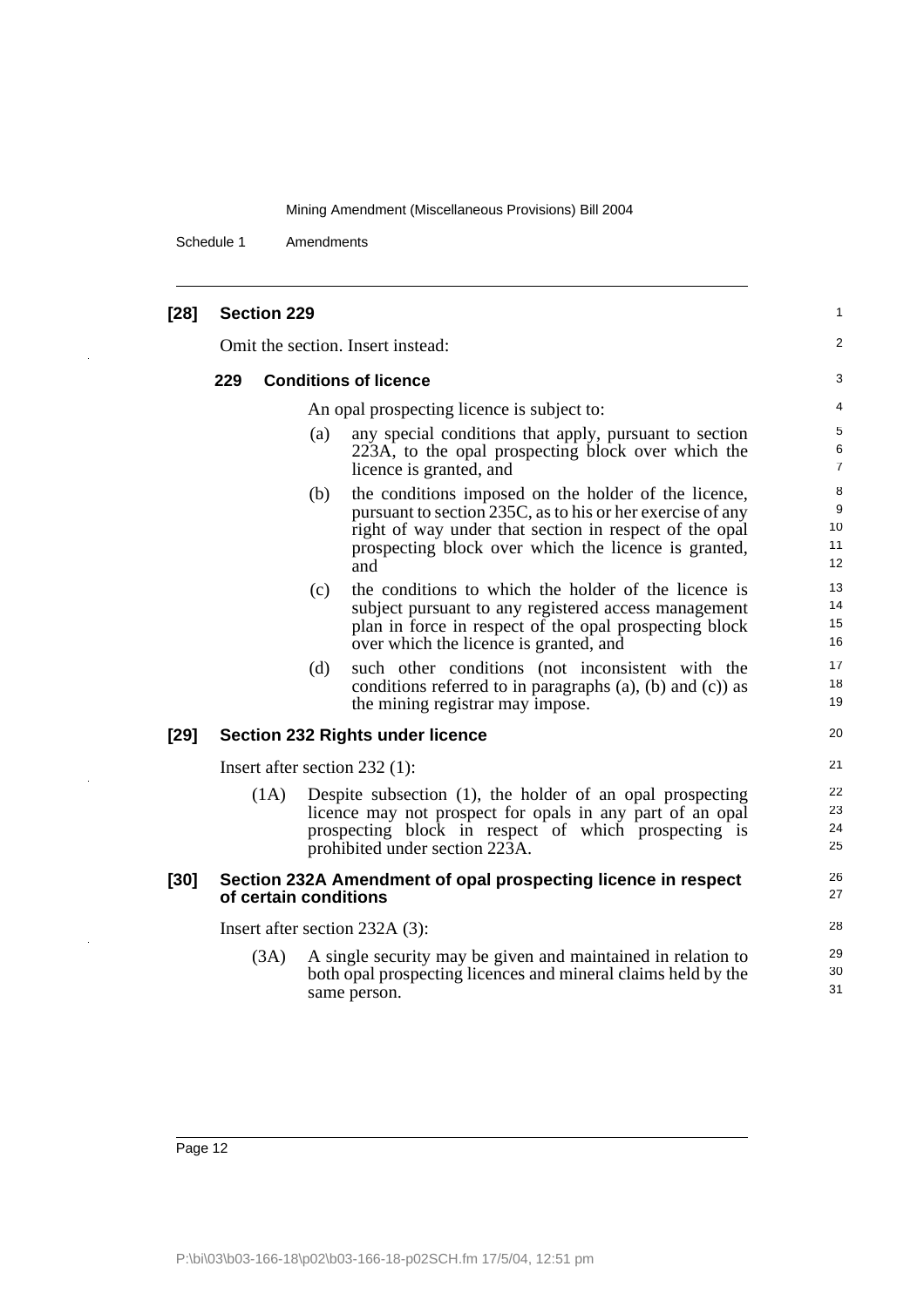**[28] Section 229**

Omit the section. Insert instead:

**229 Conditions of licence**

An opal prospecting licence is subject to:

(a) any special conditions that apply, pursuant to section 223A, to the opal prospecting block over which the licence is granted, and

(b) the conditions imposed on the holder of the licence, pursuant to section 235C, as to his or her exercise of any right of way under that section in respect of the opal prospecting block over which the licence is granted, and

(c) the conditions to which the holder of the licence is subject pursuant to any registered access management plan in force in respect of the opal prospecting block over which the licence is granted, and

(d) such other conditions (not inconsistent with the conditions referred to in paragraphs (a), (b) and (c)) as the mining registrar may impose.

**[29] Section 232 Rights under licence**

Insert after section 232 (1):

(1A) Despite subsection (1), the holder of an opal prospecting licence may not prospect for opals in any part of an opal prospecting block in respect of which prospecting is prohibited under section 223A.

**[30] Section 232A Amendment of opal prospecting licence in respect of certain conditions**

Insert after section 232A (3):

(3A) A single security may be given and maintained in relation to both opal prospecting licences and mineral claims held by the same person.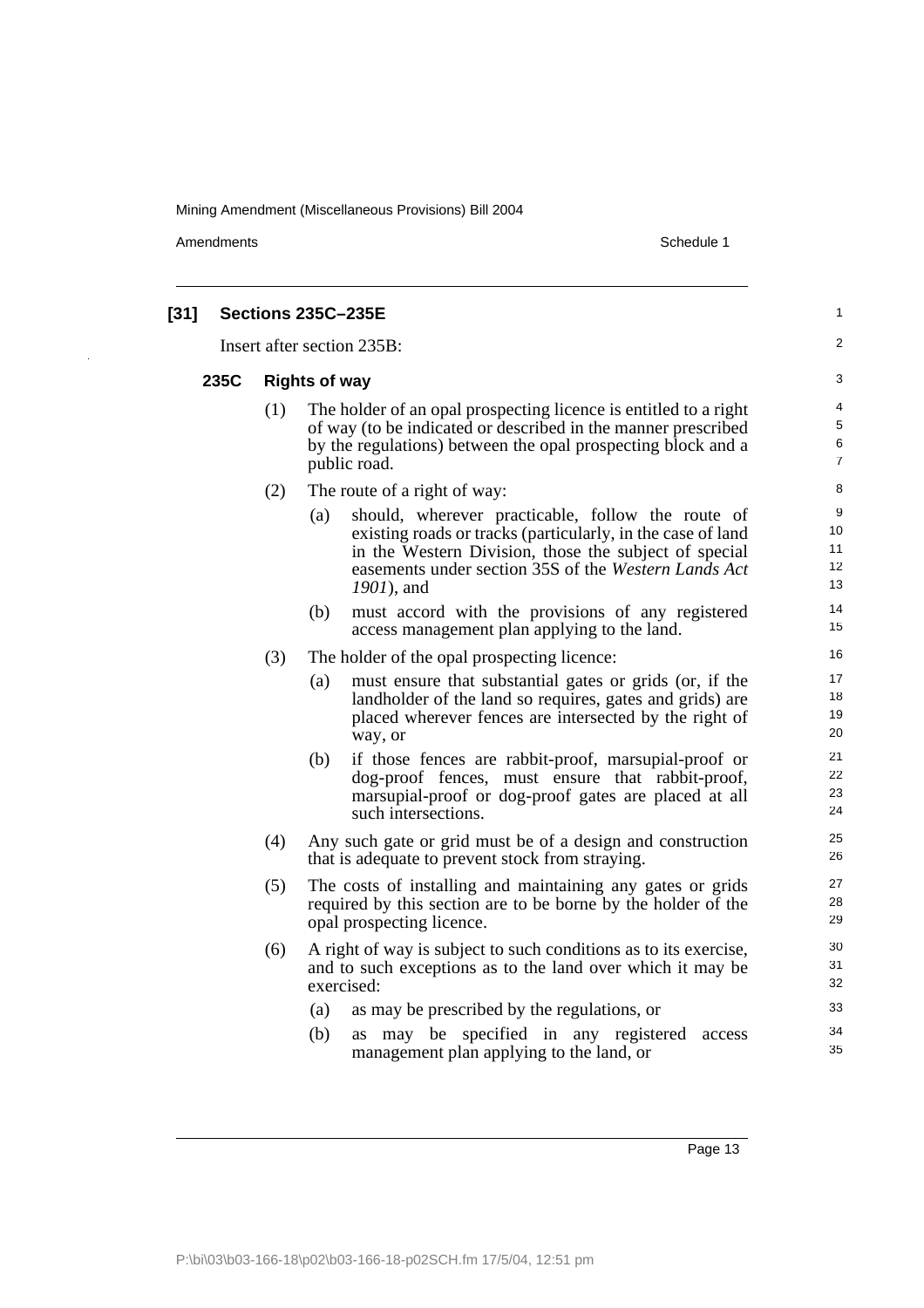**[31] Sections 235C–235E**

Insert after section 235B:

**235C Rights of way**

(1) The holder of an opal prospecting licence is entitled to a right of way (to be indicated or described in the manner prescribed by the regulations) between the opal prospecting block and a public road.

(2) The route of a right of way:

(a) should, wherever practicable, follow the route of existing roads or tracks (particularly, in the case of land in the Western Division, those the subject of special easements under section 35S of the *Western Lands Act 1901*), and

(b) must accord with the provisions of any registered access management plan applying to the land.

(3) The holder of the opal prospecting licence:

(a) must ensure that substantial gates or grids (or, if the landholder of the land so requires, gates and grids) are placed wherever fences are intersected by the right of way, or

(b) if those fences are rabbit-proof, marsupial-proof or dog-proof fences, must ensure that rabbit-proof, marsupial-proof or dog-proof gates are placed at all such intersections.

(4) Any such gate or grid must be of a design and construction that is adequate to prevent stock from straying.

(5) The costs of installing and maintaining any gates or grids required by this section are to be borne by the holder of the opal prospecting licence.

(6) A right of way is subject to such conditions as to its exercise, and to such exceptions as to the land over which it may be exercised:

(a) as may be prescribed by the regulations, or

(b) as may be specified in any registered access management plan applying to the land, or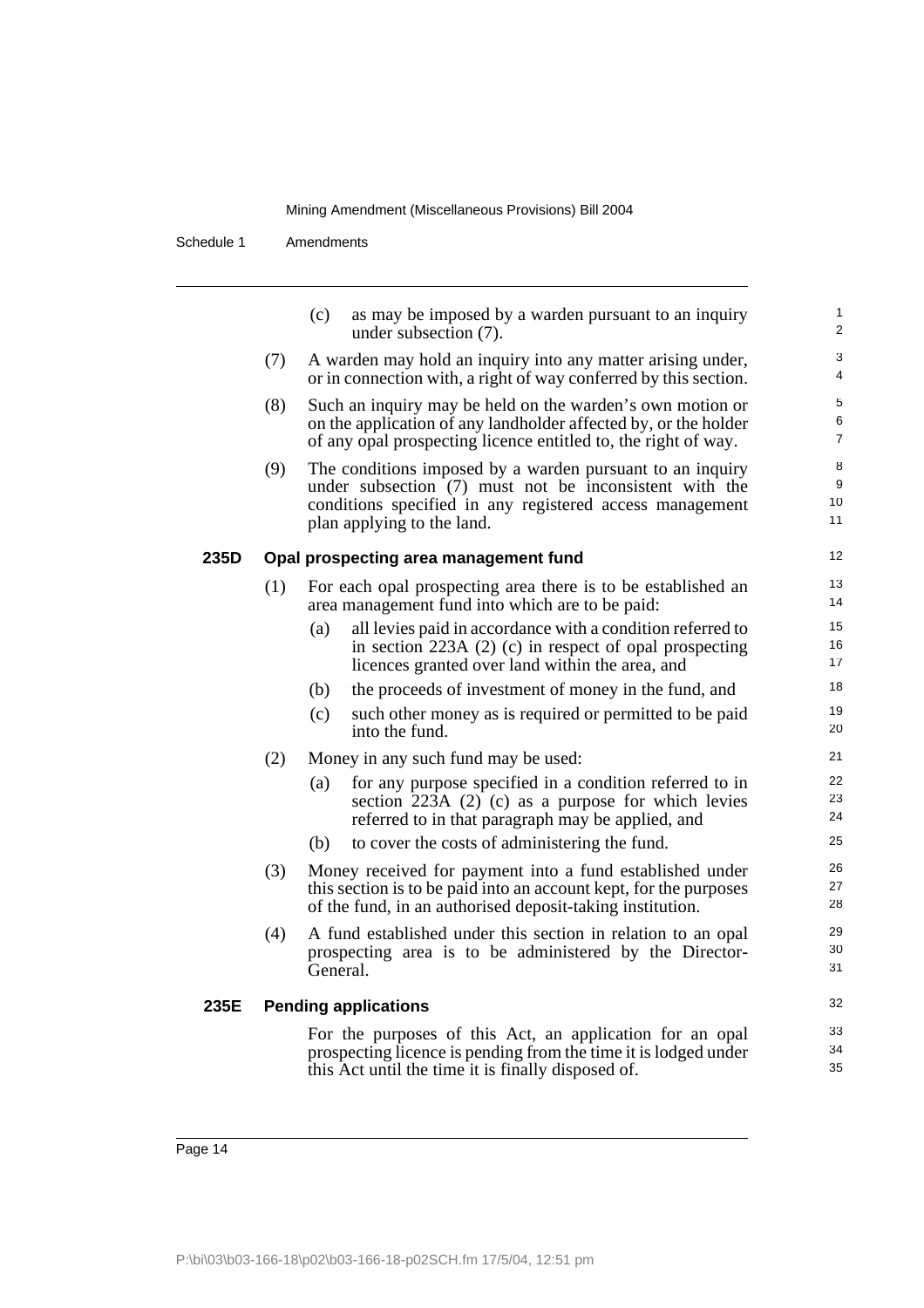(c) as may be imposed by a warden pursuant to an inquiry under subsection (7).

(7) A warden may hold an inquiry into any matter arising under, or in connection with, a right of way conferred by this section.

(8) Such an inquiry may be held on the warden's own motion or on the application of any landholder affected by, or the holder of any opal prospecting licence entitled to, the right of way.

(9) The conditions imposed by a warden pursuant to an inquiry under subsection (7) must not be inconsistent with the conditions specified in any registered access management plan applying to the land.

### 235D Opal prospecting area management fund

(1) For each opal prospecting area there is to be established an area management fund into which are to be paid:

(a) all levies paid in accordance with a condition referred to in section 223A (2) (c) in respect of opal prospecting licences granted over land within the area, and

(b) the proceeds of investment of money in the fund, and

(c) such other money as is required or permitted to be paid into the fund.

(2) Money in any such fund may be used:

(a) for any purpose specified in a condition referred to in section 223A (2) (c) as a purpose for which levies referred to in that paragraph may be applied, and

(b) to cover the costs of administering the fund.

(3) Money received for payment into a fund established under this section is to be paid into an account kept, for the purposes of the fund, in an authorised deposit-taking institution.

(4) A fund established under this section in relation to an opal prospecting area is to be administered by the Director-General.

### 235E Pending applications

For the purposes of this Act, an application for an opal prospecting licence is pending from the time it is lodged under this Act until the time it is finally disposed of.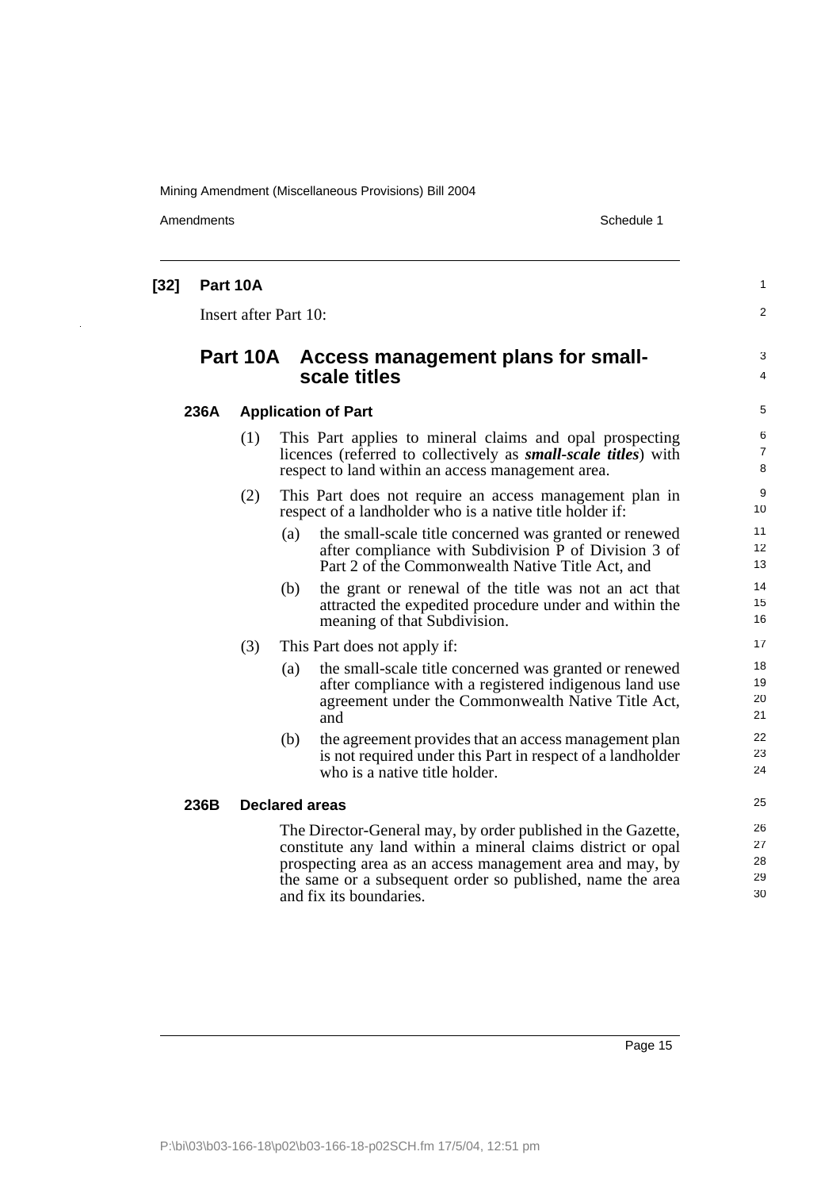**[32] Part 10A**

Insert after Part 10:

## Part 10A Access management plans for small-scale titles

### 236A Application of Part

(1) This Part applies to mineral claims and opal prospecting licences (referred to collectively as ***small-scale titles***) with respect to land within an access management area.

(2) This Part does not require an access management plan in respect of a landholder who is a native title holder if:

(a) the small-scale title concerned was granted or renewed after compliance with Subdivision P of Division 3 of Part 2 of the Commonwealth Native Title Act, and

(b) the grant or renewal of the title was not an act that attracted the expedited procedure under and within the meaning of that Subdivision.

(3) This Part does not apply if:

(a) the small-scale title concerned was granted or renewed after compliance with a registered indigenous land use agreement under the Commonwealth Native Title Act, and

(b) the agreement provides that an access management plan is not required under this Part in respect of a landholder who is a native title holder.

### 236B Declared areas

The Director-General may, by order published in the Gazette, constitute any land within a mineral claims district or opal prospecting area as an access management area and may, by the same or a subsequent order so published, name the area and fix its boundaries.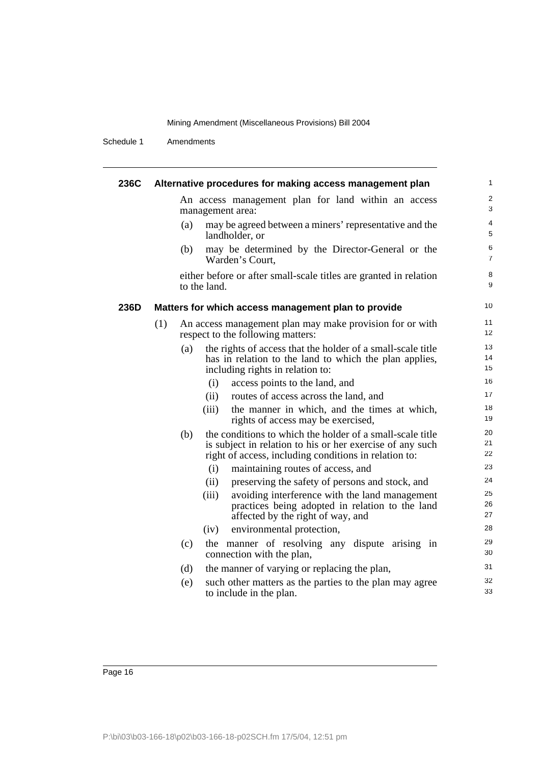#### 236C Alternative procedures for making access management plan

An access management plan for land within an access management area:

(a) may be agreed between a miners' representative and the landholder, or

(b) may be determined by the Director-General or the Warden's Court,

either before or after small-scale titles are granted in relation to the land.

#### 236D Matters for which access management plan to provide

(1) An access management plan may make provision for or with respect to the following matters:

(a) the rights of access that the holder of a small-scale title has in relation to the land to which the plan applies, including rights in relation to:

(i) access points to the land, and

(ii) routes of access across the land, and

(iii) the manner in which, and the times at which, rights of access may be exercised,

(b) the conditions to which the holder of a small-scale title is subject in relation to his or her exercise of any such right of access, including conditions in relation to:

(i) maintaining routes of access, and

(ii) preserving the safety of persons and stock, and

(iii) avoiding interference with the land management practices being adopted in relation to the land affected by the right of way, and

(iv) environmental protection,

(c) the manner of resolving any dispute arising in connection with the plan,

(d) the manner of varying or replacing the plan,

(e) such other matters as the parties to the plan may agree to include in the plan.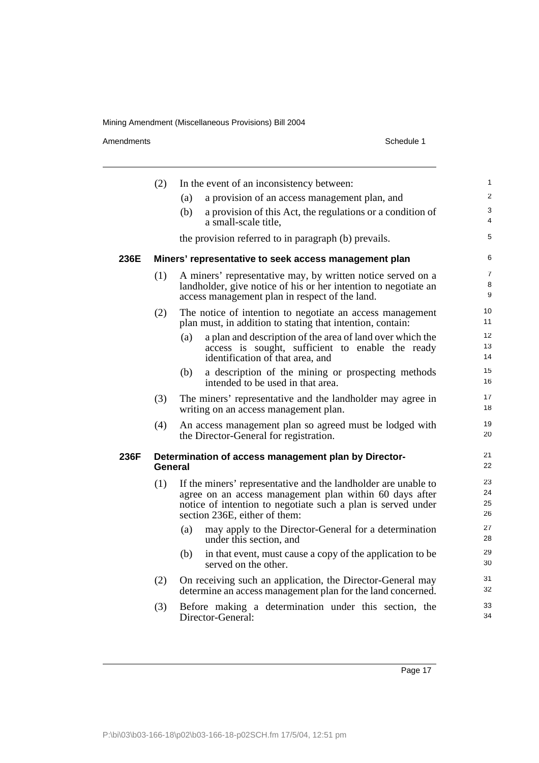(2) In the event of an inconsistency between:

(a) a provision of an access management plan, and

(b) a provision of this Act, the regulations or a condition of a small-scale title,

the provision referred to in paragraph (b) prevails.

### 236E Miners' representative to seek access management plan

(1) A miners' representative may, by written notice served on a landholder, give notice of his or her intention to negotiate an access management plan in respect of the land.

(2) The notice of intention to negotiate an access management plan must, in addition to stating that intention, contain:

(a) a plan and description of the area of land over which the access is sought, sufficient to enable the ready identification of that area, and

(b) a description of the mining or prospecting methods intended to be used in that area.

(3) The miners' representative and the landholder may agree in writing on an access management plan.

(4) An access management plan so agreed must be lodged with the Director-General for registration.

### 236F Determination of access management plan by Director-General

(1) If the miners' representative and the landholder are unable to agree on an access management plan within 60 days after notice of intention to negotiate such a plan is served under section 236E, either of them:

(a) may apply to the Director-General for a determination under this section, and

(b) in that event, must cause a copy of the application to be served on the other.

(2) On receiving such an application, the Director-General may determine an access management plan for the land concerned.

(3) Before making a determination under this section, the Director-General: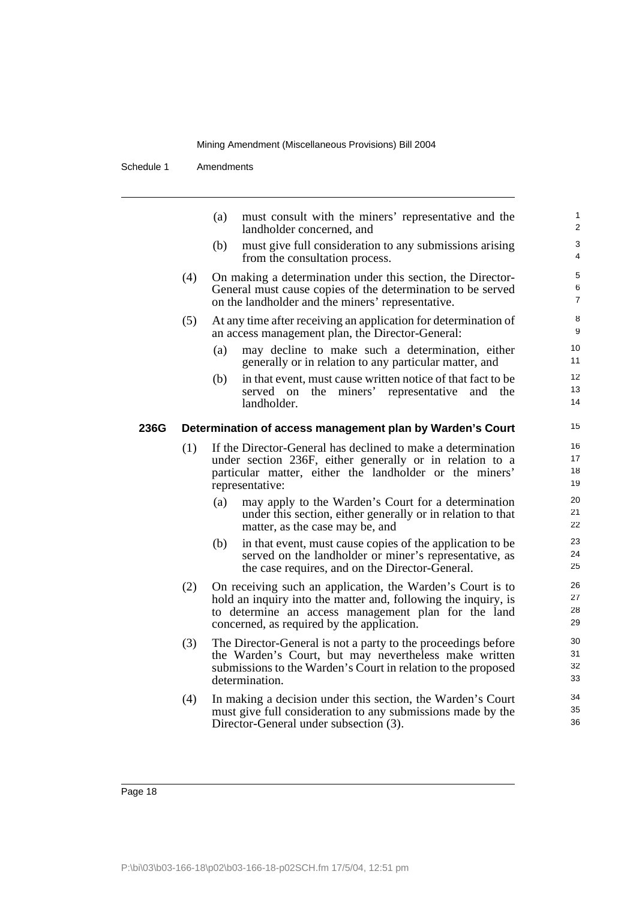(a) must consult with the miners' representative and the landholder concerned, and

(b) must give full consideration to any submissions arising from the consultation process.

(4) On making a determination under this section, the Director-General must cause copies of the determination to be served on the landholder and the miners' representative.

(5) At any time after receiving an application for determination of an access management plan, the Director-General:

(a) may decline to make such a determination, either generally or in relation to any particular matter, and

(b) in that event, must cause written notice of that fact to be served on the miners' representative and the landholder.

**236G Determination of access management plan by Warden's Court**

(1) If the Director-General has declined to make a determination under section 236F, either generally or in relation to a particular matter, either the landholder or the miners' representative:

(a) may apply to the Warden's Court for a determination under this section, either generally or in relation to that matter, as the case may be, and

(b) in that event, must cause copies of the application to be served on the landholder or miner's representative, as the case requires, and on the Director-General.

(2) On receiving such an application, the Warden's Court is to hold an inquiry into the matter and, following the inquiry, is to determine an access management plan for the land concerned, as required by the application.

(3) The Director-General is not a party to the proceedings before the Warden's Court, but may nevertheless make written submissions to the Warden's Court in relation to the proposed determination.

(4) In making a decision under this section, the Warden's Court must give full consideration to any submissions made by the Director-General under subsection (3).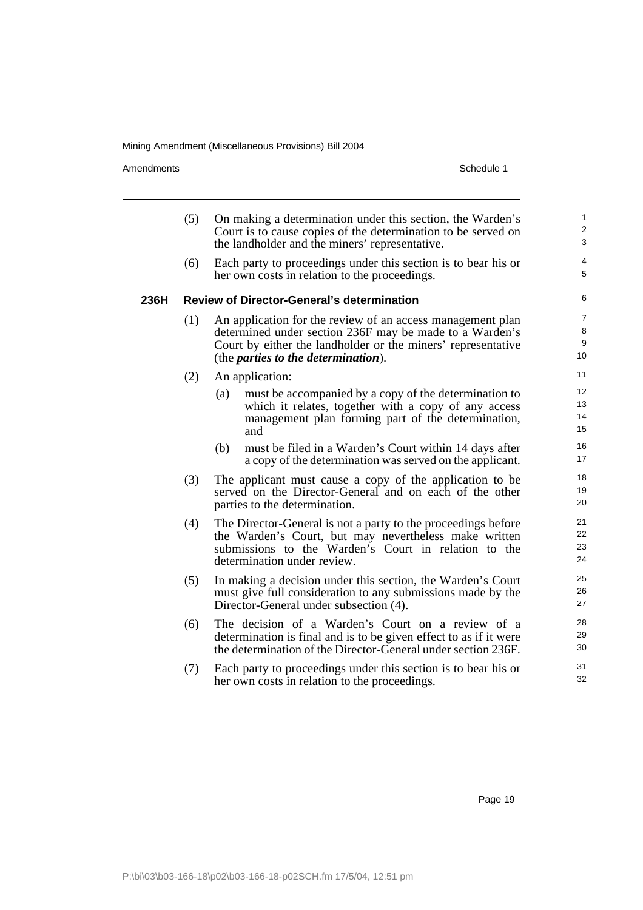(5) On making a determination under this section, the Warden's Court is to cause copies of the determination to be served on the landholder and the miners' representative.

(6) Each party to proceedings under this section is to bear his or her own costs in relation to the proceedings.

### 236H Review of Director-General's determination

(1) An application for the review of an access management plan determined under section 236F may be made to a Warden's Court by either the landholder or the miners' representative (the ***parties to the determination***).

(2) An application:

(a) must be accompanied by a copy of the determination to which it relates, together with a copy of any access management plan forming part of the determination, and

(b) must be filed in a Warden's Court within 14 days after a copy of the determination was served on the applicant.

(3) The applicant must cause a copy of the application to be served on the Director-General and on each of the other parties to the determination.

(4) The Director-General is not a party to the proceedings before the Warden's Court, but may nevertheless make written submissions to the Warden's Court in relation to the determination under review.

(5) In making a decision under this section, the Warden's Court must give full consideration to any submissions made by the Director-General under subsection (4).

(6) The decision of a Warden's Court on a review of a determination is final and is to be given effect to as if it were the determination of the Director-General under section 236F.

(7) Each party to proceedings under this section is to bear his or her own costs in relation to the proceedings.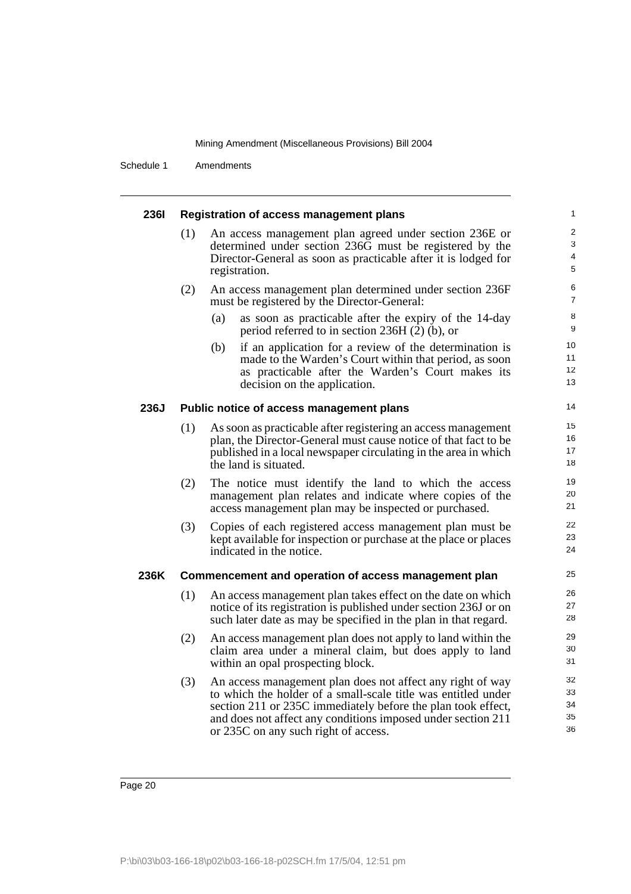### 236I Registration of access management plans

(1) An access management plan agreed under section 236E or determined under section 236G must be registered by the Director-General as soon as practicable after it is lodged for registration.

(2) An access management plan determined under section 236F must be registered by the Director-General:

- (a) as soon as practicable after the expiry of the 14-day period referred to in section 236H (2) (b), or
- (b) if an application for a review of the determination is made to the Warden's Court within that period, as soon as practicable after the Warden's Court makes its decision on the application.

### 236J Public notice of access management plans

(1) As soon as practicable after registering an access management plan, the Director-General must cause notice of that fact to be published in a local newspaper circulating in the area in which the land is situated.

(2) The notice must identify the land to which the access management plan relates and indicate where copies of the access management plan may be inspected or purchased.

(3) Copies of each registered access management plan must be kept available for inspection or purchase at the place or places indicated in the notice.

### 236K Commencement and operation of access management plan

(1) An access management plan takes effect on the date on which notice of its registration is published under section 236J or on such later date as may be specified in the plan in that regard.

(2) An access management plan does not apply to land within the claim area under a mineral claim, but does apply to land within an opal prospecting block.

(3) An access management plan does not affect any right of way to which the holder of a small-scale title was entitled under section 211 or 235C immediately before the plan took effect, and does not affect any conditions imposed under section 211 or 235C on any such right of access.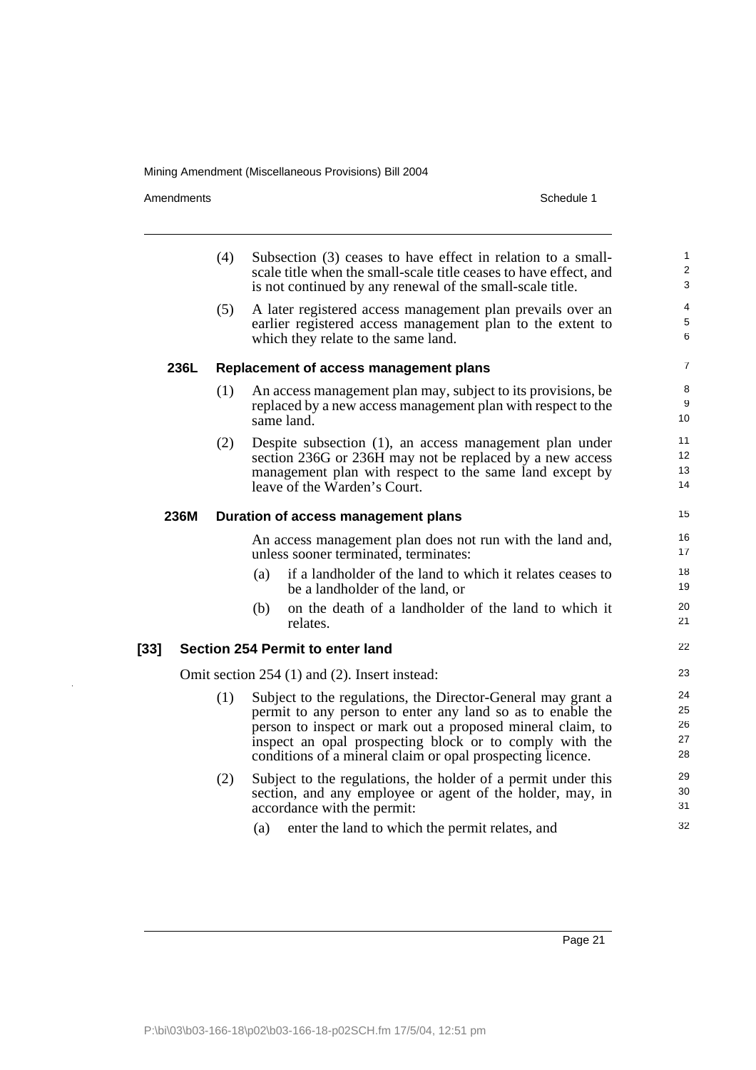(4) Subsection (3) ceases to have effect in relation to a small-scale title when the small-scale title ceases to have effect, and is not continued by any renewal of the small-scale title.

(5) A later registered access management plan prevails over an earlier registered access management plan to the extent to which they relate to the same land.

**236L Replacement of access management plans**

(1) An access management plan may, subject to its provisions, be replaced by a new access management plan with respect to the same land.

(2) Despite subsection (1), an access management plan under section 236G or 236H may not be replaced by a new access management plan with respect to the same land except by leave of the Warden's Court.

**236M Duration of access management plans**

An access management plan does not run with the land and, unless sooner terminated, terminates:

(a) if a landholder of the land to which it relates ceases to be a landholder of the land, or

(b) on the death of a landholder of the land to which it relates.

**[33] Section 254 Permit to enter land**

Omit section 254 (1) and (2). Insert instead:

(1) Subject to the regulations, the Director-General may grant a permit to any person to enter any land so as to enable the person to inspect or mark out a proposed mineral claim, to inspect an opal prospecting block or to comply with the conditions of a mineral claim or opal prospecting licence.

(2) Subject to the regulations, the holder of a permit under this section, and any employee or agent of the holder, may, in accordance with the permit:

(a) enter the land to which the permit relates, and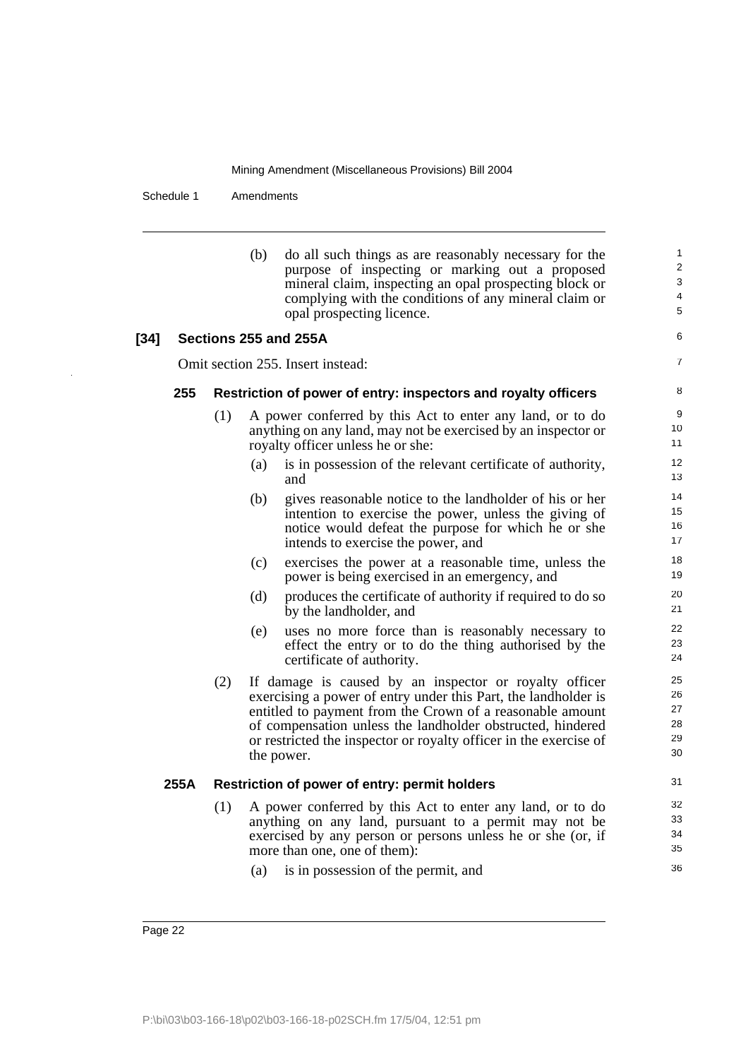(b) do all such things as are reasonably necessary for the purpose of inspecting or marking out a proposed mineral claim, inspecting an opal prospecting block or complying with the conditions of any mineral claim or opal prospecting licence.

**[34] Sections 255 and 255A**

Omit section 255. Insert instead:

**255 Restriction of power of entry: inspectors and royalty officers**

(1) A power conferred by this Act to enter any land, or to do anything on any land, may not be exercised by an inspector or royalty officer unless he or she:

(a) is in possession of the relevant certificate of authority, and

(b) gives reasonable notice to the landholder of his or her intention to exercise the power, unless the giving of notice would defeat the purpose for which he or she intends to exercise the power, and

(c) exercises the power at a reasonable time, unless the power is being exercised in an emergency, and

(d) produces the certificate of authority if required to do so by the landholder, and

(e) uses no more force than is reasonably necessary to effect the entry or to do the thing authorised by the certificate of authority.

(2) If damage is caused by an inspector or royalty officer exercising a power of entry under this Part, the landholder is entitled to payment from the Crown of a reasonable amount of compensation unless the landholder obstructed, hindered or restricted the inspector or royalty officer in the exercise of the power.

**255A Restriction of power of entry: permit holders**

(1) A power conferred by this Act to enter any land, or to do anything on any land, pursuant to a permit may not be exercised by any person or persons unless he or she (or, if more than one, one of them):

(a) is in possession of the permit, and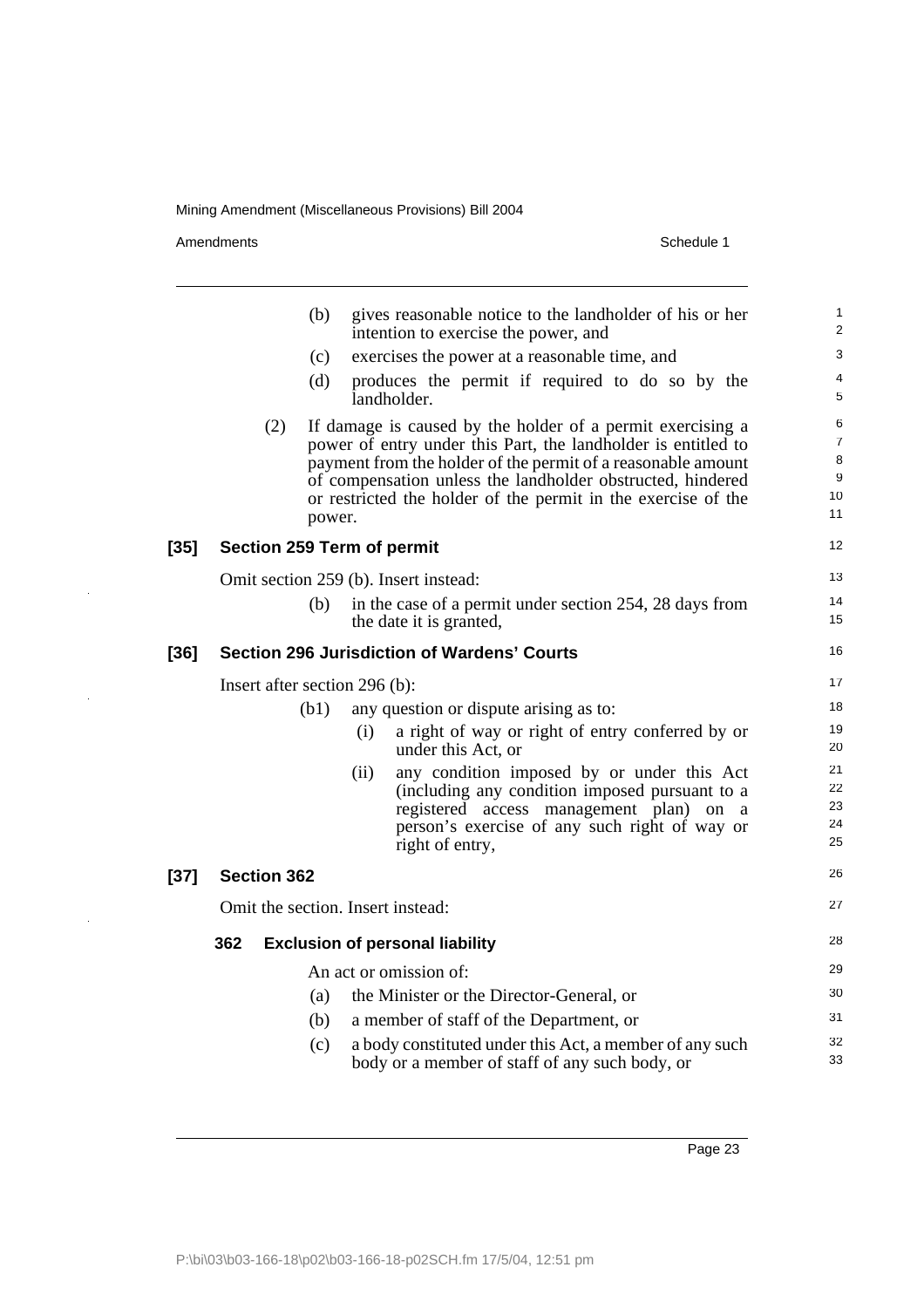(b) gives reasonable notice to the landholder of his or her intention to exercise the power, and

(c) exercises the power at a reasonable time, and

(d) produces the permit if required to do so by the landholder.

(2) If damage is caused by the holder of a permit exercising a power of entry under this Part, the landholder is entitled to payment from the holder of the permit of a reasonable amount of compensation unless the landholder obstructed, hindered or restricted the holder of the permit in the exercise of the power.

**[35] Section 259 Term of permit**

Omit section 259 (b). Insert instead:

(b) in the case of a permit under section 254, 28 days from the date it is granted,

**[36] Section 296 Jurisdiction of Wardens' Courts**

Insert after section 296 (b):

(b1) any question or dispute arising as to:

(i) a right of way or right of entry conferred by or under this Act, or

(ii) any condition imposed by or under this Act (including any condition imposed pursuant to a registered access management plan) on a person's exercise of any such right of way or right of entry,

**[37] Section 362**

Omit the section. Insert instead:

**362 Exclusion of personal liability**

An act or omission of:

(a) the Minister or the Director-General, or

(b) a member of staff of the Department, or

(c) a body constituted under this Act, a member of any such body or a member of staff of any such body, or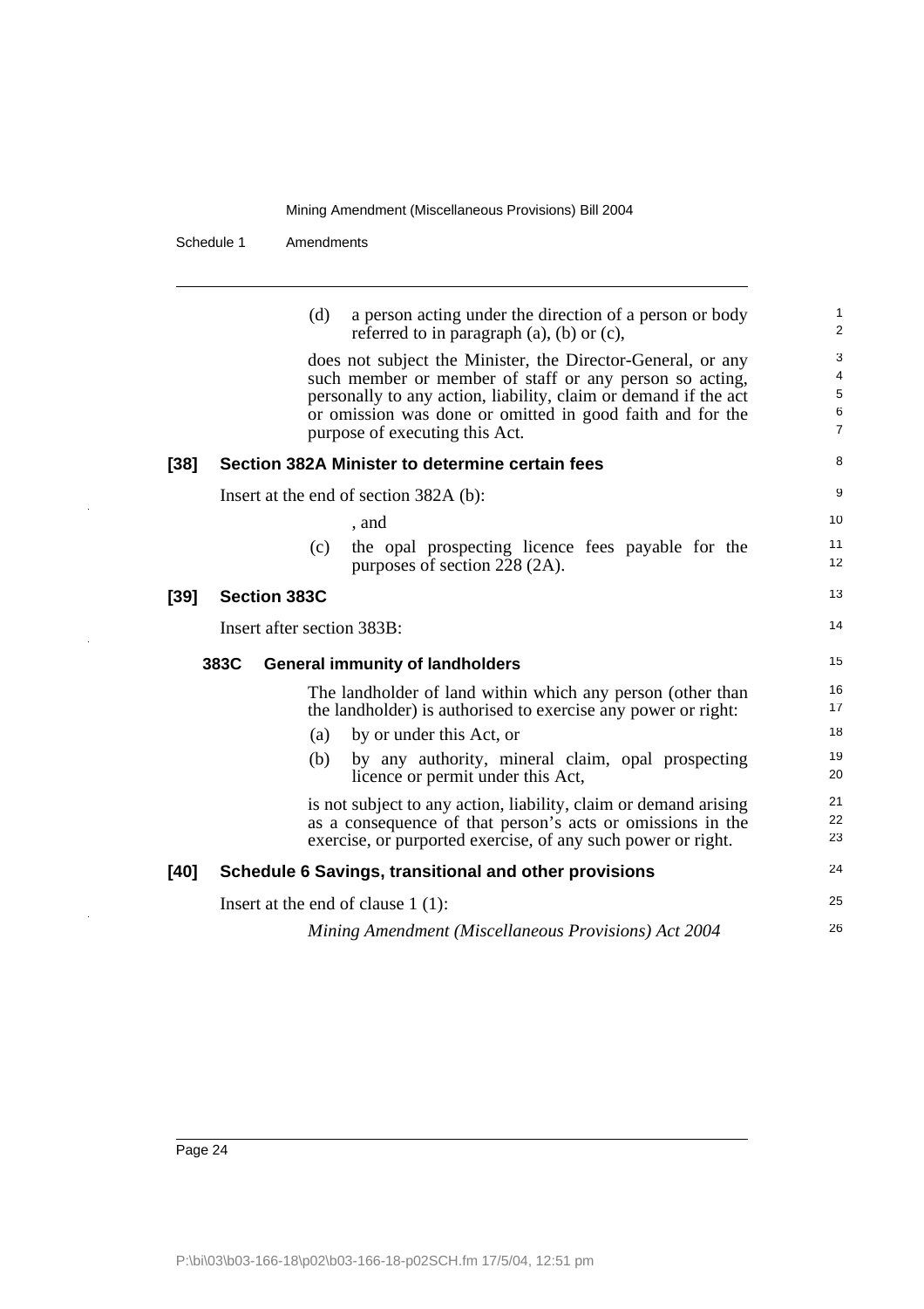(d) a person acting under the direction of a person or body referred to in paragraph (a), (b) or (c),

does not subject the Minister, the Director-General, or any such member or member of staff or any person so acting, personally to any action, liability, claim or demand if the act or omission was done or omitted in good faith and for the purpose of executing this Act.

### [38] Section 382A Minister to determine certain fees

Insert at the end of section 382A (b):

, and

(c) the opal prospecting licence fees payable for the purposes of section 228 (2A).

### [39] Section 383C

Insert after section 383B:

#### 383C General immunity of landholders

The landholder of land within which any person (other than the landholder) is authorised to exercise any power or right:

(a) by or under this Act, or

(b) by any authority, mineral claim, opal prospecting licence or permit under this Act,

is not subject to any action, liability, claim or demand arising as a consequence of that person's acts or omissions in the exercise, or purported exercise, of any such power or right.

### [40] Schedule 6 Savings, transitional and other provisions

Insert at the end of clause 1 (1):

*Mining Amendment (Miscellaneous Provisions) Act 2004*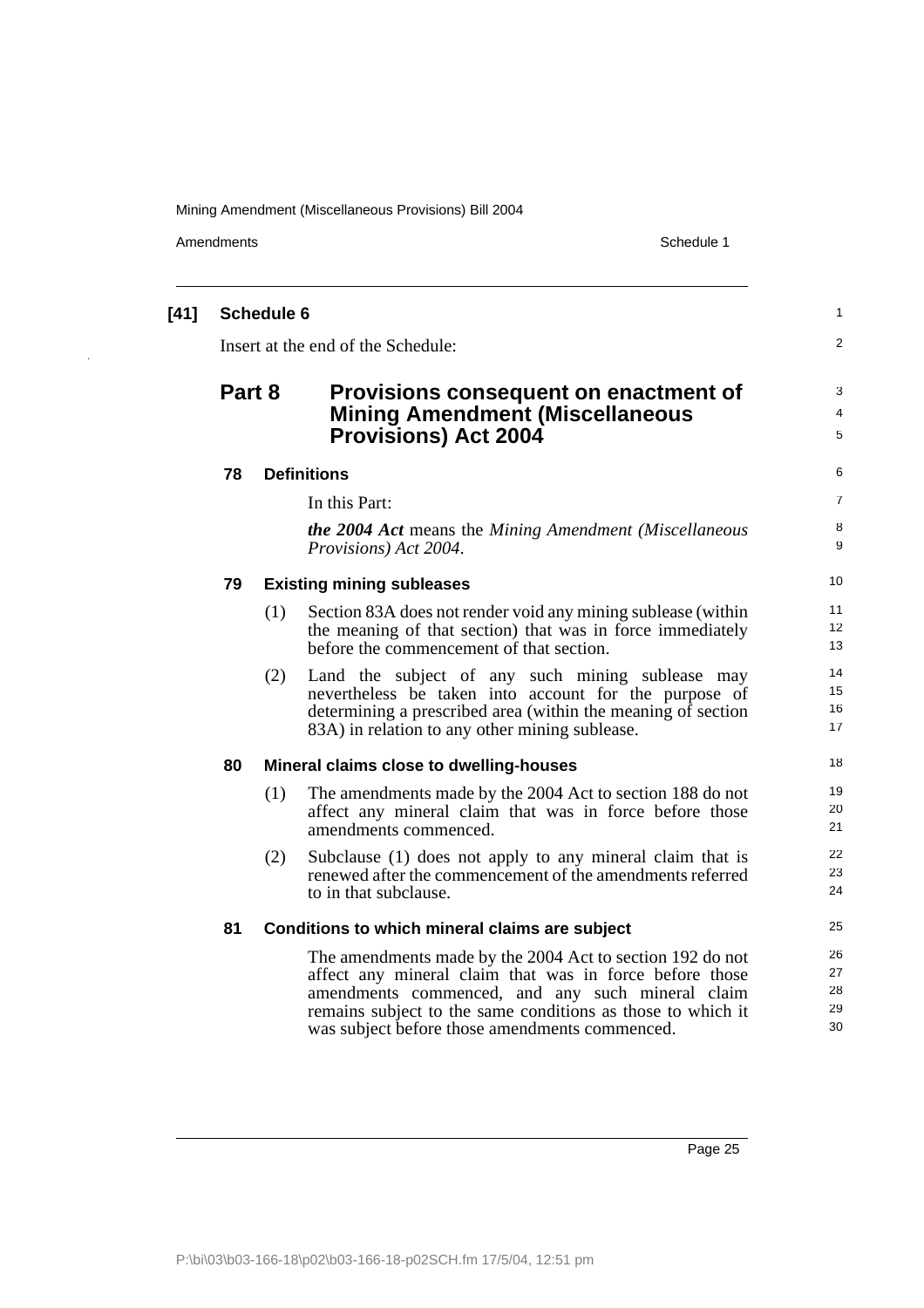**[41] Schedule 6**

Insert at the end of the Schedule:

## Part 8 Provisions consequent on enactment of Mining Amendment (Miscellaneous Provisions) Act 2004

### 78 Definitions

In this Part:

***the 2004 Act*** means the *Mining Amendment (Miscellaneous Provisions) Act 2004*.

### 79 Existing mining subleases

(1) Section 83A does not render void any mining sublease (within the meaning of that section) that was in force immediately before the commencement of that section.

(2) Land the subject of any such mining sublease may nevertheless be taken into account for the purpose of determining a prescribed area (within the meaning of section 83A) in relation to any other mining sublease.

### 80 Mineral claims close to dwelling-houses

(1) The amendments made by the 2004 Act to section 188 do not affect any mineral claim that was in force before those amendments commenced.

(2) Subclause (1) does not apply to any mineral claim that is renewed after the commencement of the amendments referred to in that subclause.

### 81 Conditions to which mineral claims are subject

The amendments made by the 2004 Act to section 192 do not affect any mineral claim that was in force before those amendments commenced, and any such mineral claim remains subject to the same conditions as those to which it was subject before those amendments commenced.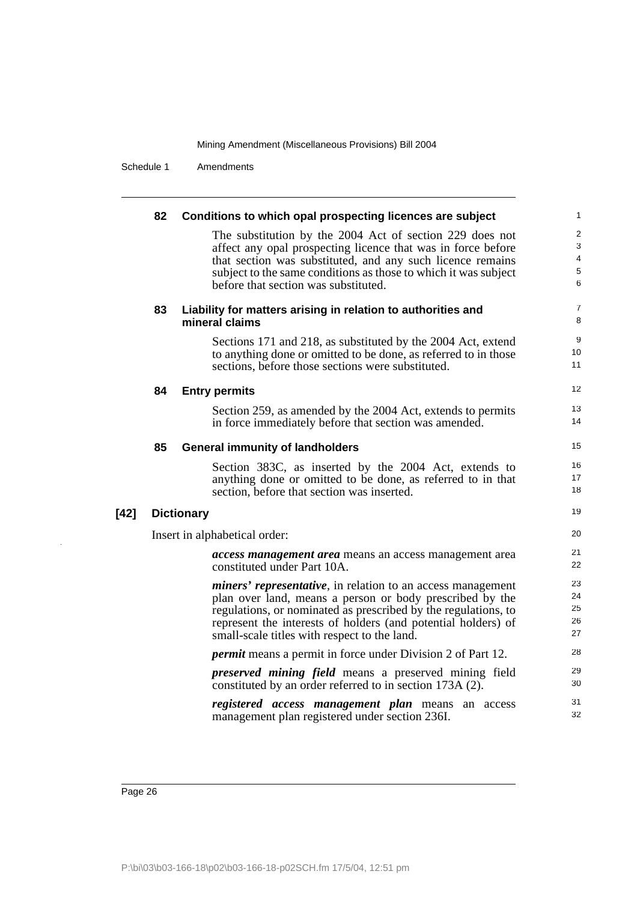### 82 Conditions to which opal prospecting licences are subject

The substitution by the 2004 Act of section 229 does not affect any opal prospecting licence that was in force before that section was substituted, and any such licence remains subject to the same conditions as those to which it was subject before that section was substituted.

### 83 Liability for matters arising in relation to authorities and mineral claims

Sections 171 and 218, as substituted by the 2004 Act, extend to anything done or omitted to be done, as referred to in those sections, before those sections were substituted.

### 84 Entry permits

Section 259, as amended by the 2004 Act, extends to permits in force immediately before that section was amended.

### 85 General immunity of landholders

Section 383C, as inserted by the 2004 Act, extends to anything done or omitted to be done, as referred to in that section, before that section was inserted.

## [42] Dictionary

Insert in alphabetical order:

***access management area*** means an access management area constituted under Part 10A.

***miners' representative***, in relation to an access management plan over land, means a person or body prescribed by the regulations, or nominated as prescribed by the regulations, to represent the interests of holders (and potential holders) of small-scale titles with respect to the land.

***permit*** means a permit in force under Division 2 of Part 12.

***preserved mining field*** means a preserved mining field constituted by an order referred to in section 173A (2).

***registered access management plan*** means an access management plan registered under section 236I.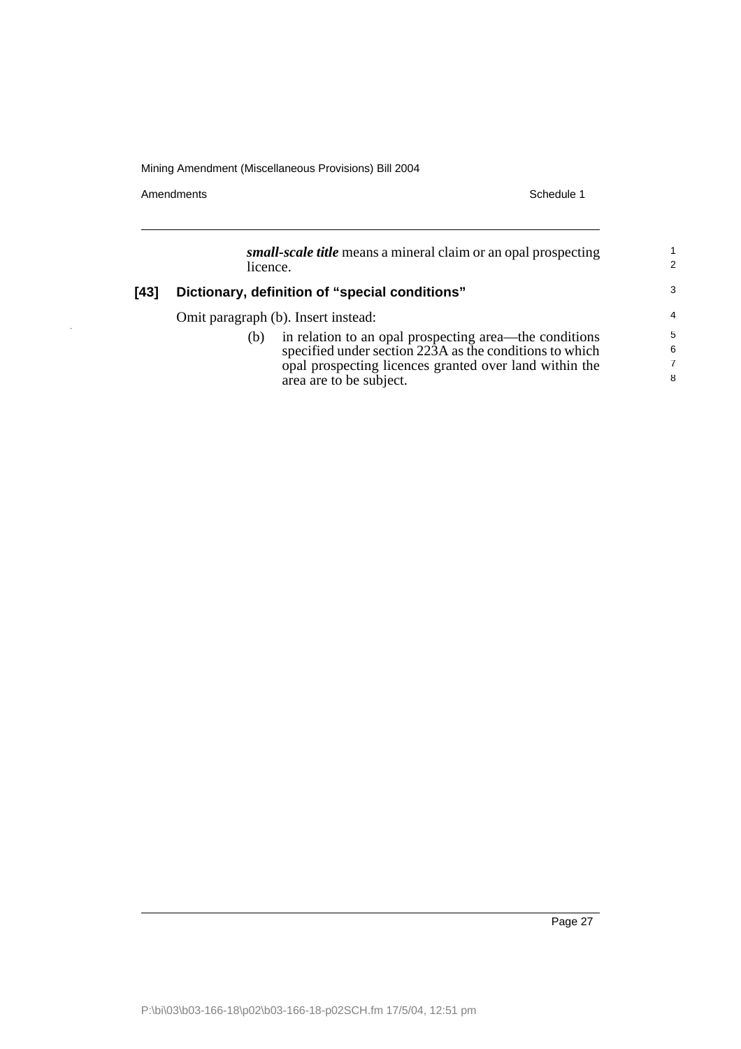***small-scale title*** means a mineral claim or an opal prospecting licence.

### [43] Dictionary, definition of "special conditions"

Omit paragraph (b). Insert instead:

(b) in relation to an opal prospecting area—the conditions specified under section 223A as the conditions to which opal prospecting licences granted over land within the area are to be subject.